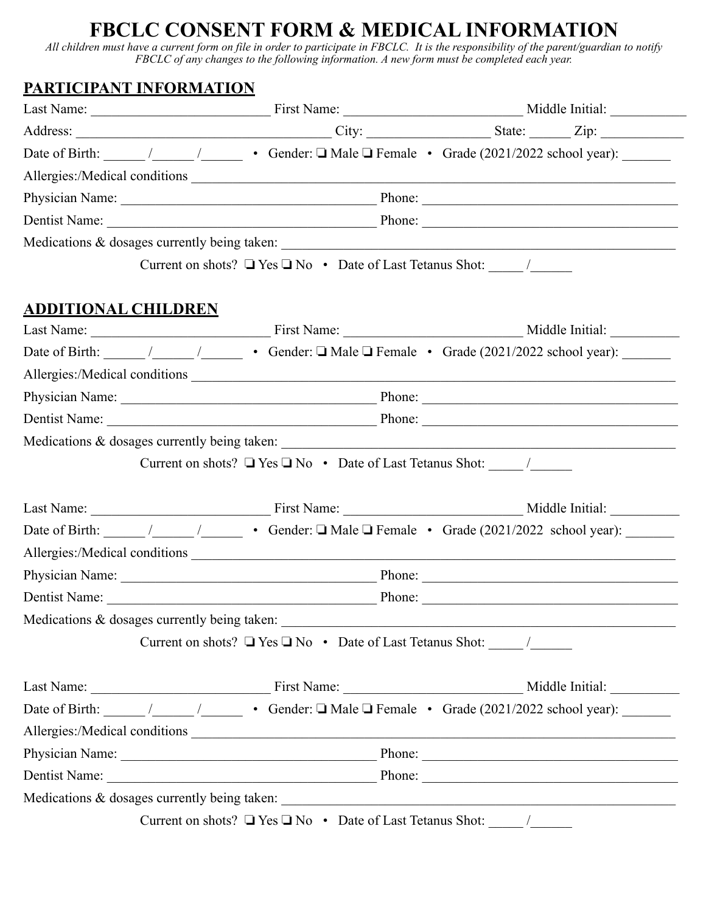# FBCLC CONSENT FORM & MEDICAL INFORMATION

*All children must have a current form on file in order to participate in FBCLC. It is the responsibility of the parent/guardian to notify FBCLC of any changes to the following information. A new form must be completed each year.*

## PARTICIPANT INFORMATION

Last Name: ________________________ First Name: ________________________ Middle Initial: __________

Address: ___________________________________ City: ________________ State: ______ Zip: ___________

Date of Birth: ______ /______ /______ • Gender: ❑ Male ❑ Female • Grade (2021/2022 school year): _______

Allergies:/Medical conditions ______________________________________________________________________

Physician Name: ____________________________________ Phone: ____________________________________

Dentist Name: ______________________________________ Phone: ____________________________________

Medications & dosages currently being taken: _________________________________________________________

Current on shots? ❑ Yes ❑ No • Date of Last Tetanus Shot: _____ /______

## ADDITIONAL CHILDREN

Last Name: ________________________ First Name: ________________________ Middle Initial: __________

Date of Birth: ______ /______ /______ • Gender: ❑ Male ❑ Female • Grade (2021/2022 school year): _______

Allergies:/Medical conditions ______________________________________________________________________

Physician Name: ____________________________________ Phone: ____________________________________

Dentist Name: ______________________________________ Phone: ____________________________________

Medications & dosages currently being taken: _________________________________________________________

Current on shots? ❑ Yes ❑ No • Date of Last Tetanus Shot: _____ /______

Last Name: ________________________ First Name: ________________________ Middle Initial: __________

Date of Birth: ______ /______ /______ • Gender: ❑ Male ❑ Female • Grade (2021/2022 school year): _______

Allergies:/Medical conditions ______________________________________________________________________

Physician Name: ____________________________________ Phone: ____________________________________

Dentist Name: ______________________________________ Phone: ____________________________________

Medications & dosages currently being taken: _________________________________________________________

Current on shots? ❑ Yes ❑ No • Date of Last Tetanus Shot: _____ /______

Last Name: ________________________ First Name: ________________________ Middle Initial: __________

Date of Birth: ______ /______ /______ • Gender: ❑ Male ❑ Female • Grade (2021/2022 school year): _______

Allergies:/Medical conditions ______________________________________________________________________

Physician Name: ____________________________________ Phone: ____________________________________

Dentist Name: ______________________________________ Phone: ____________________________________

Medications & dosages currently being taken: _________________________________________________________

Current on shots? ❑ Yes ❑ No • Date of Last Tetanus Shot: _____ /______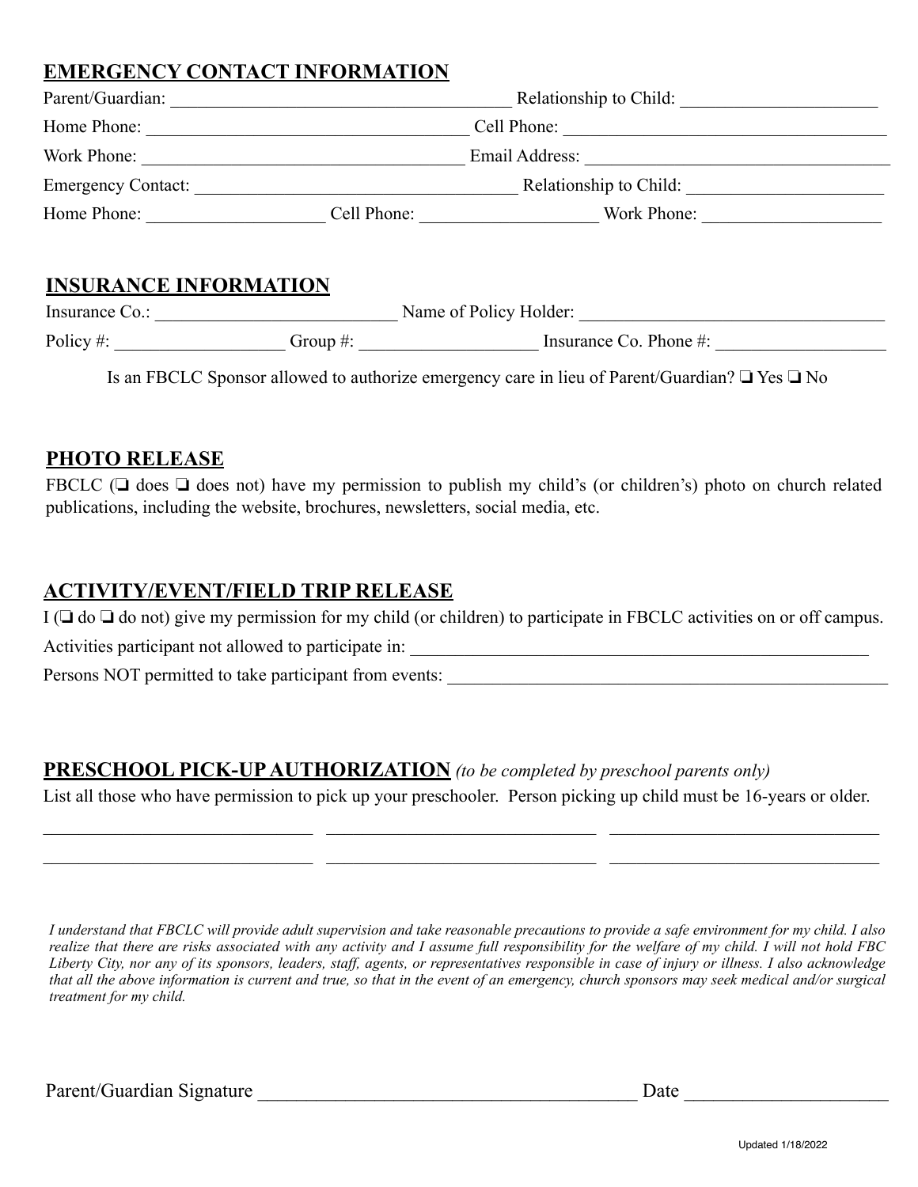## EMERGENCY CONTACT INFORMATION

Parent/Guardian: ______________________________________ Relationship to Child: ______________________

Home Phone: ____________________________________ Cell Phone: ____________________________________

Work Phone: ____________________________________ Email Address: _________________________________

Emergency Contact: ___________________________________ Relationship to Child: ______________________

Home Phone: ____________________ Cell Phone: ____________________ Work Phone: ____________________

## INSURANCE INFORMATION

Insurance Co.: ____________________________ Name of Policy Holder: ___________________________________

Policy #: __________________ Group #: ____________________ Insurance Co. Phone #: ___________________

Is an FBCLC Sponsor allowed to authorize emergency care in lieu of Parent/Guardian? ❏ Yes ❏ No

## PHOTO RELEASE

FBCLC (❏ does ❏ does not) have my permission to publish my child's (or children's) photo on church related publications, including the website, brochures, newsletters, social media, etc.

## ACTIVITY/EVENT/FIELD TRIP RELEASE

I (❏ do ❏ do not) give my permission for my child (or children) to participate in FBCLC activities on or off campus.

Activities participant not allowed to participate in: ______________________________________________________

Persons NOT permitted to take participant from events: __________________________________________________

## PRESCHOOL PICK-UP AUTHORIZATION *(to be completed by preschool parents only)*

List all those who have permission to pick up your preschooler. Person picking up child must be 16-years or older.

______________________________ ______________________________ ______________________________

______________________________ ______________________________ ______________________________

*I understand that FBCLC will provide adult supervision and take reasonable precautions to provide a safe environment for my child. I also realize that there are risks associated with any activity and I assume full responsibility for the welfare of my child. I will not hold FBC Liberty City, nor any of its sponsors, leaders, staff, agents, or representatives responsible in case of injury or illness. I also acknowledge that all the above information is current and true, so that in the event of an emergency, church sponsors may seek medical and/or surgical treatment for my child.*

Parent/Guardian Signature _________________________________________ Date _____________________

Updated 1/18/2022